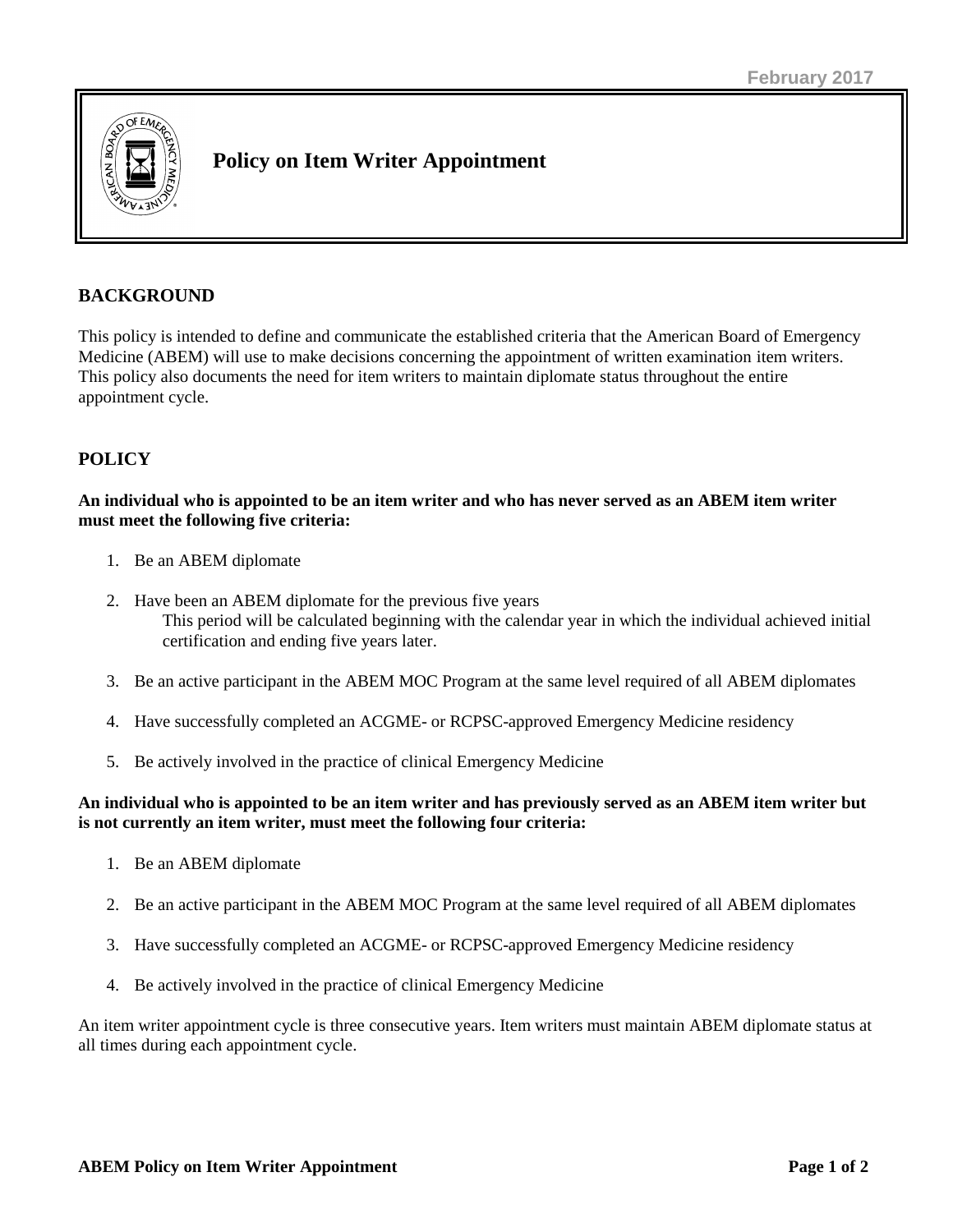February 2017

# Policy on Item Writer Appointment

## BACKGROUND

This policy is intended to define and communicate the established criteria that the American Board of Emergency Medicine (ABEM) will use to make decisions concerning the appointment of written examination item writers. This policy also documents the need for item writers to maintain diplomate status throughout the entire appointment cycle.

## POLICY

**An individual who is appointed to be an item writer and who has never served as an ABEM item writer must meet the following five criteria:**

1. Be an ABEM diplomate
2. Have been an ABEM diplomate for the previous five years
   This period will be calculated beginning with the calendar year in which the individual achieved initial certification and ending five years later.
3. Be an active participant in the ABEM MOC Program at the same level required of all ABEM diplomates
4. Have successfully completed an ACGME- or RCPSC-approved Emergency Medicine residency
5. Be actively involved in the practice of clinical Emergency Medicine

**An individual who is appointed to be an item writer and has previously served as an ABEM item writer but is not currently an item writer, must meet the following four criteria:**

1. Be an ABEM diplomate
2. Be an active participant in the ABEM MOC Program at the same level required of all ABEM diplomates
3. Have successfully completed an ACGME- or RCPSC-approved Emergency Medicine residency
4. Be actively involved in the practice of clinical Emergency Medicine

An item writer appointment cycle is three consecutive years. Item writers must maintain ABEM diplomate status at all times during each appointment cycle.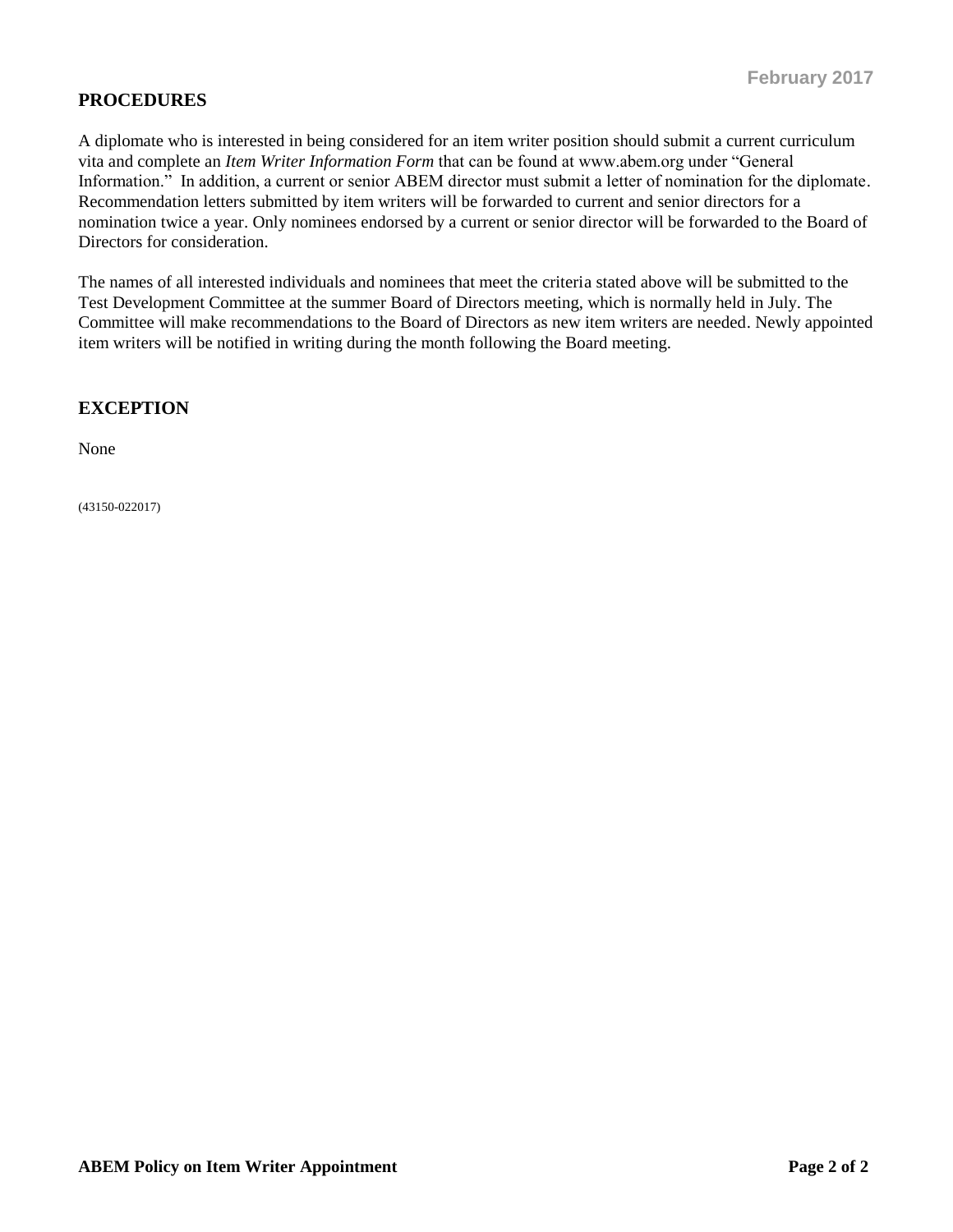## PROCEDURES

A diplomate who is interested in being considered for an item writer position should submit a current curriculum vita and complete an *Item Writer Information Form* that can be found at www.abem.org under "General Information." In addition, a current or senior ABEM director must submit a letter of nomination for the diplomate. Recommendation letters submitted by item writers will be forwarded to current and senior directors for a nomination twice a year. Only nominees endorsed by a current or senior director will be forwarded to the Board of Directors for consideration.

The names of all interested individuals and nominees that meet the criteria stated above will be submitted to the Test Development Committee at the summer Board of Directors meeting, which is normally held in July. The Committee will make recommendations to the Board of Directors as new item writers are needed. Newly appointed item writers will be notified in writing during the month following the Board meeting.

## EXCEPTION

None

(43150-022017)